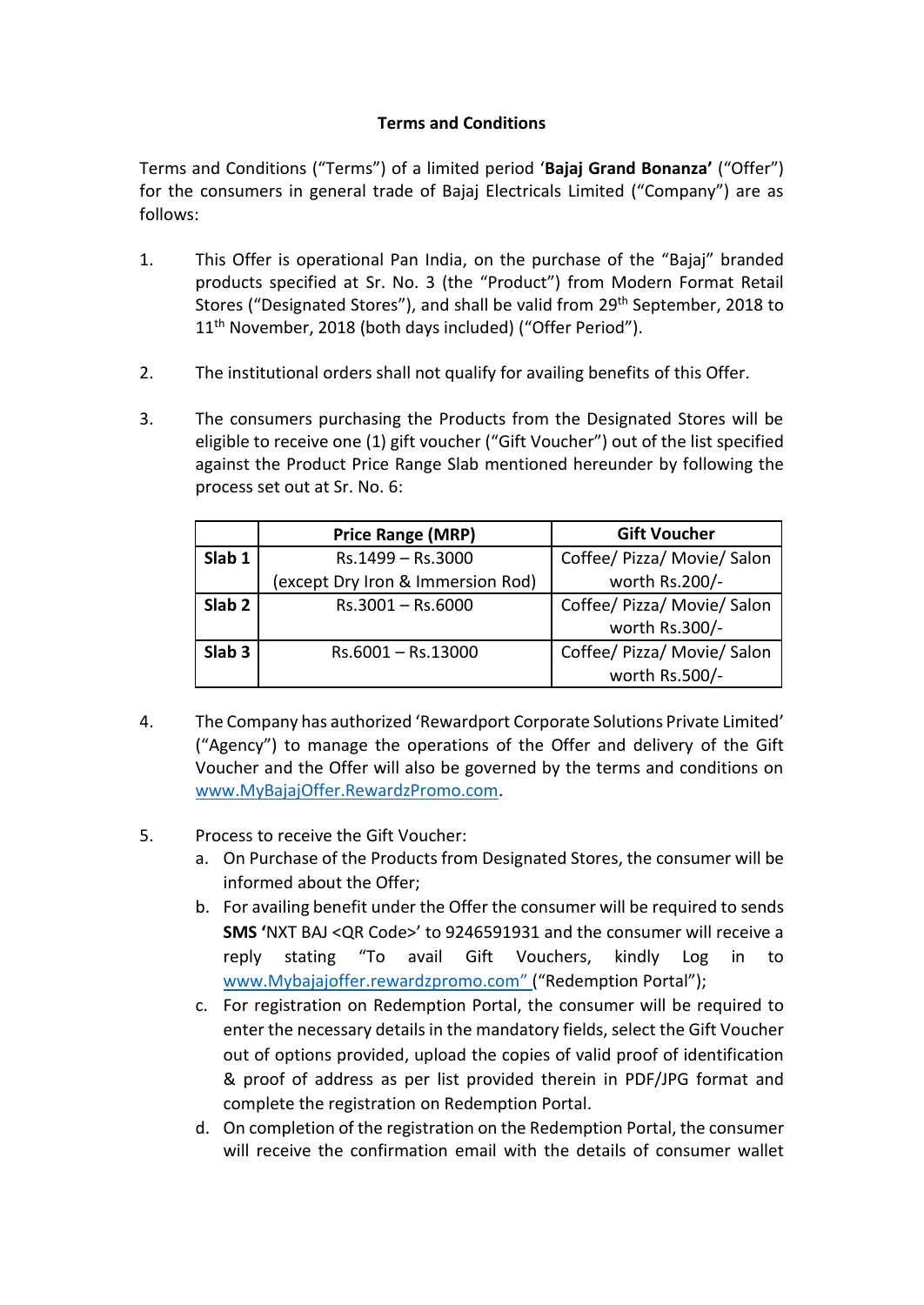**Terms and Conditions**

Terms and Conditions ("Terms") of a limited period '**Bajaj Grand Bonanza'** ("Offer") for the consumers in general trade of Bajaj Electricals Limited ("Company") are as follows:

1. This Offer is operational Pan India, on the purchase of the "Bajaj" branded products specified at Sr. No. 3 (the "Product") from Modern Format Retail Stores ("Designated Stores"), and shall be valid from 29th September, 2018 to 11th November, 2018 (both days included) ("Offer Period").

2. The institutional orders shall not qualify for availing benefits of this Offer.

3. The consumers purchasing the Products from the Designated Stores will be eligible to receive one (1) gift voucher ("Gift Voucher") out of the list specified against the Product Price Range Slab mentioned hereunder by following the process set out at Sr. No. 6:

| | **Price Range (MRP)** | **Gift Voucher** |
|---|---|---|
| **Slab 1** | Rs.1499 – Rs.3000 (except Dry Iron & Immersion Rod) | Coffee/ Pizza/ Movie/ Salon worth Rs.200/- |
| **Slab 2** | Rs.3001 – Rs.6000 | Coffee/ Pizza/ Movie/ Salon worth Rs.300/- |
| **Slab 3** | Rs.6001 – Rs.13000 | Coffee/ Pizza/ Movie/ Salon worth Rs.500/- |

4. The Company has authorized 'Rewardport Corporate Solutions Private Limited' ("Agency") to manage the operations of the Offer and delivery of the Gift Voucher and the Offer will also be governed by the terms and conditions on www.MyBajajOffer.RewardzPromo.com.

5. Process to receive the Gift Voucher:
   a. On Purchase of the Products from Designated Stores, the consumer will be informed about the Offer;
   b. For availing benefit under the Offer the consumer will be required to sends **SMS '**NXT BAJ <QR Code>' to 9246591931 and the consumer will receive a reply stating "To avail Gift Vouchers, kindly Log in to www.Mybajajoffer.rewardzpromo.com" ("Redemption Portal");
   c. For registration on Redemption Portal, the consumer will be required to enter the necessary details in the mandatory fields, select the Gift Voucher out of options provided, upload the copies of valid proof of identification & proof of address as per list provided therein in PDF/JPG format and complete the registration on Redemption Portal.
   d. On completion of the registration on the Redemption Portal, the consumer will receive the confirmation email with the details of consumer wallet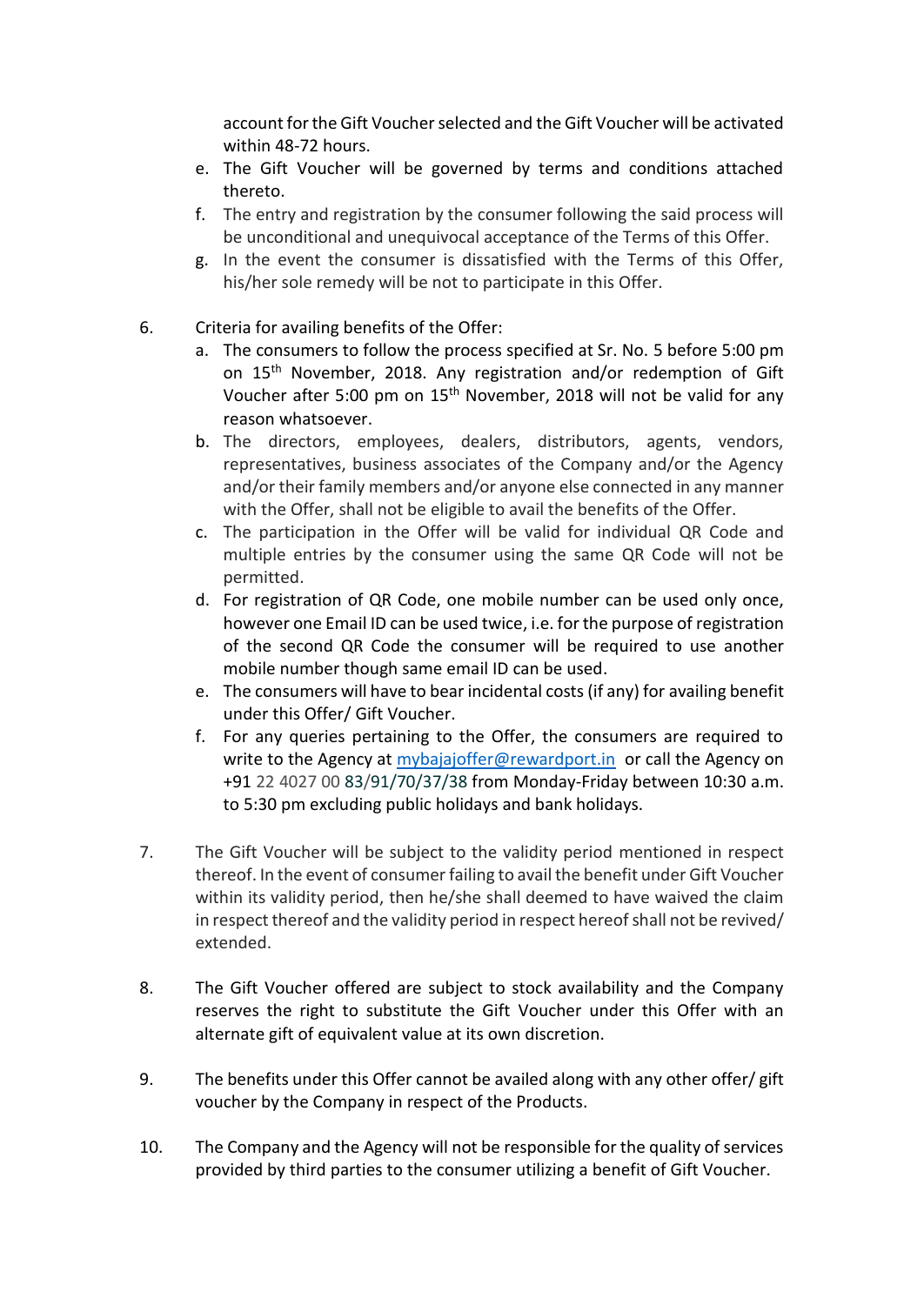account for the Gift Voucher selected and the Gift Voucher will be activated within 48-72 hours.

e. The Gift Voucher will be governed by terms and conditions attached thereto.

f. The entry and registration by the consumer following the said process will be unconditional and unequivocal acceptance of the Terms of this Offer.

g. In the event the consumer is dissatisfied with the Terms of this Offer, his/her sole remedy will be not to participate in this Offer.

6. Criteria for availing benefits of the Offer:

   a. The consumers to follow the process specified at Sr. No. 5 before 5:00 pm on 15th November, 2018. Any registration and/or redemption of Gift Voucher after 5:00 pm on 15th November, 2018 will not be valid for any reason whatsoever.

   b. The directors, employees, dealers, distributors, agents, vendors, representatives, business associates of the Company and/or the Agency and/or their family members and/or anyone else connected in any manner with the Offer, shall not be eligible to avail the benefits of the Offer.

   c. The participation in the Offer will be valid for individual QR Code and multiple entries by the consumer using the same QR Code will not be permitted.

   d. For registration of QR Code, one mobile number can be used only once, however one Email ID can be used twice, i.e. for the purpose of registration of the second QR Code the consumer will be required to use another mobile number though same email ID can be used.

   e. The consumers will have to bear incidental costs (if any) for availing benefit under this Offer/ Gift Voucher.

   f. For any queries pertaining to the Offer, the consumers are required to write to the Agency at mybajajoffer@rewardport.in or call the Agency on +91 22 4027 00 83/91/70/37/38 from Monday-Friday between 10:30 a.m. to 5:30 pm excluding public holidays and bank holidays.

7. The Gift Voucher will be subject to the validity period mentioned in respect thereof. In the event of consumer failing to avail the benefit under Gift Voucher within its validity period, then he/she shall deemed to have waived the claim in respect thereof and the validity period in respect hereof shall not be revived/ extended.

8. The Gift Voucher offered are subject to stock availability and the Company reserves the right to substitute the Gift Voucher under this Offer with an alternate gift of equivalent value at its own discretion.

9. The benefits under this Offer cannot be availed along with any other offer/ gift voucher by the Company in respect of the Products.

10. The Company and the Agency will not be responsible for the quality of services provided by third parties to the consumer utilizing a benefit of Gift Voucher.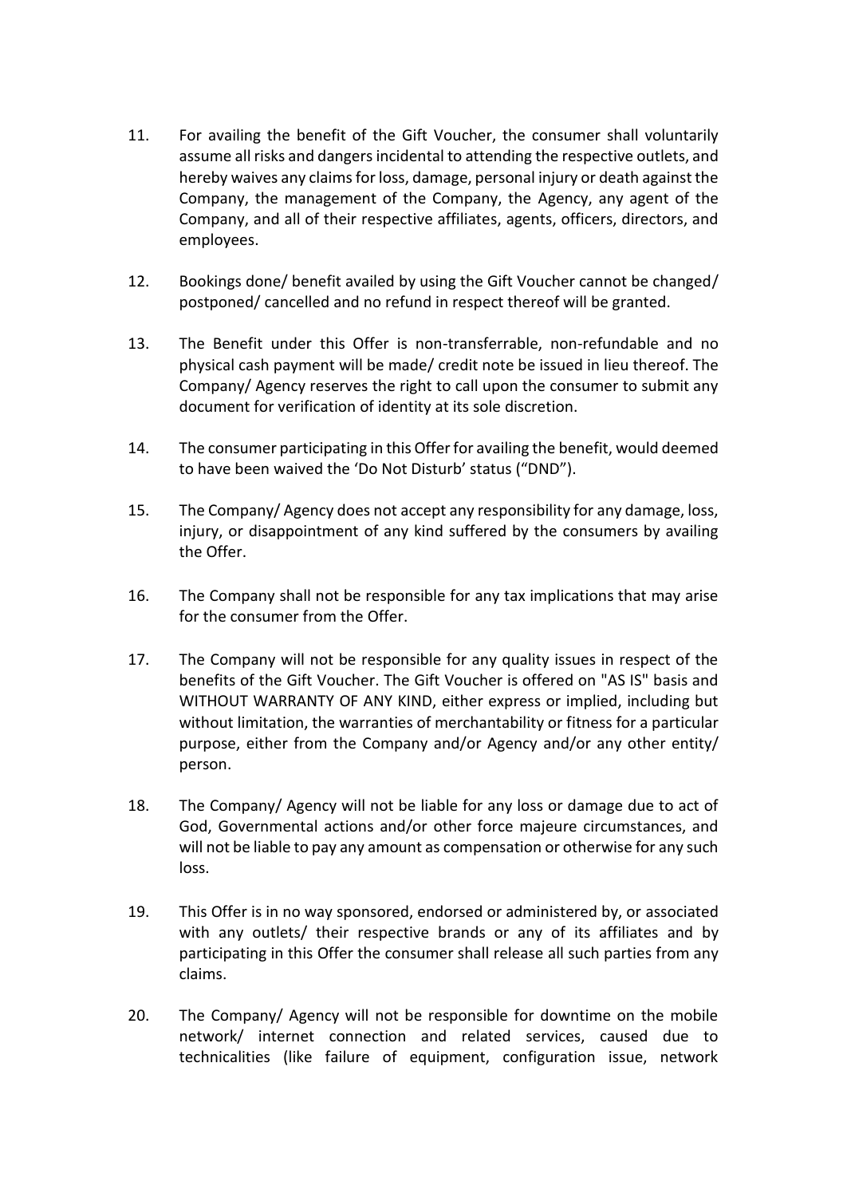11. For availing the benefit of the Gift Voucher, the consumer shall voluntarily assume all risks and dangers incidental to attending the respective outlets, and hereby waives any claims for loss, damage, personal injury or death against the Company, the management of the Company, the Agency, any agent of the Company, and all of their respective affiliates, agents, officers, directors, and employees.

12. Bookings done/ benefit availed by using the Gift Voucher cannot be changed/ postponed/ cancelled and no refund in respect thereof will be granted.

13. The Benefit under this Offer is non-transferrable, non-refundable and no physical cash payment will be made/ credit note be issued in lieu thereof. The Company/ Agency reserves the right to call upon the consumer to submit any document for verification of identity at its sole discretion.

14. The consumer participating in this Offer for availing the benefit, would deemed to have been waived the 'Do Not Disturb' status ("DND").

15. The Company/ Agency does not accept any responsibility for any damage, loss, injury, or disappointment of any kind suffered by the consumers by availing the Offer.

16. The Company shall not be responsible for any tax implications that may arise for the consumer from the Offer.

17. The Company will not be responsible for any quality issues in respect of the benefits of the Gift Voucher. The Gift Voucher is offered on "AS IS" basis and WITHOUT WARRANTY OF ANY KIND, either express or implied, including but without limitation, the warranties of merchantability or fitness for a particular purpose, either from the Company and/or Agency and/or any other entity/ person.

18. The Company/ Agency will not be liable for any loss or damage due to act of God, Governmental actions and/or other force majeure circumstances, and will not be liable to pay any amount as compensation or otherwise for any such loss.

19. This Offer is in no way sponsored, endorsed or administered by, or associated with any outlets/ their respective brands or any of its affiliates and by participating in this Offer the consumer shall release all such parties from any claims.

20. The Company/ Agency will not be responsible for downtime on the mobile network/ internet connection and related services, caused due to technicalities (like failure of equipment, configuration issue, network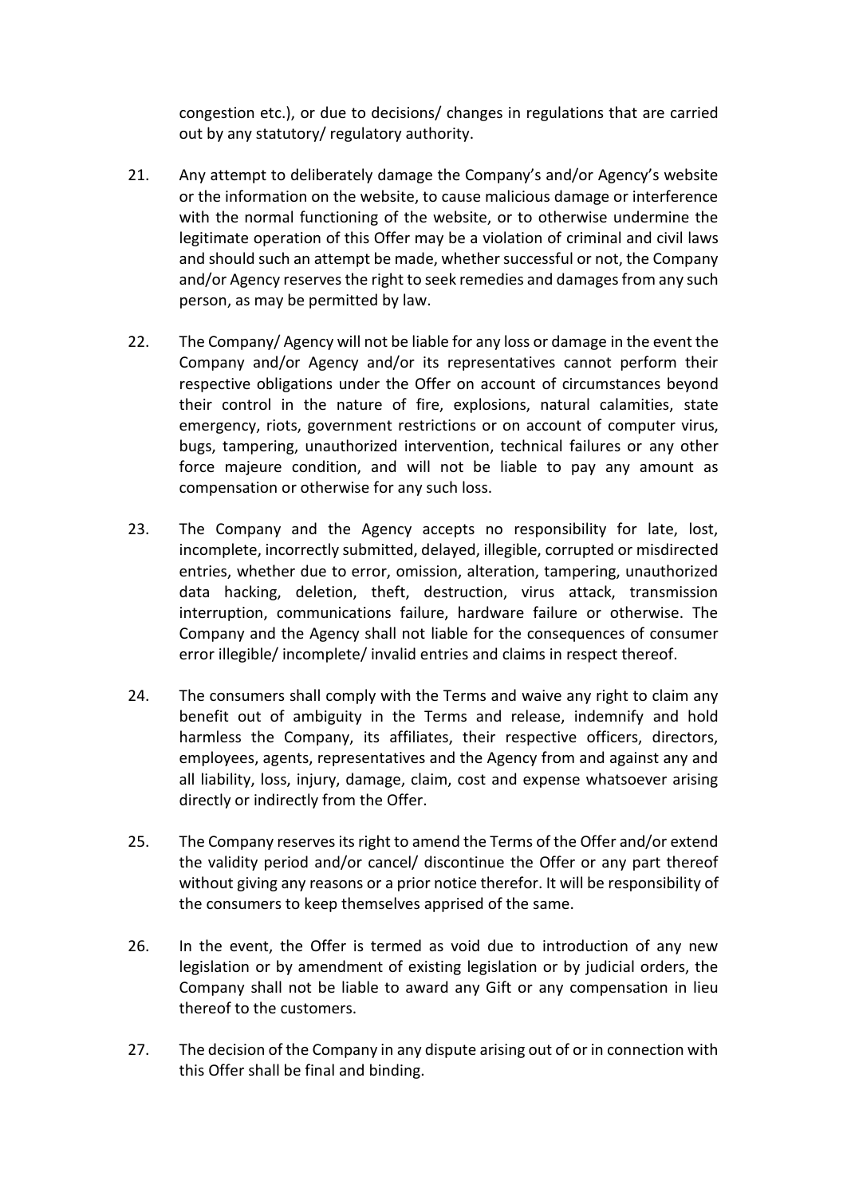congestion etc.), or due to decisions/ changes in regulations that are carried out by any statutory/ regulatory authority.

21. Any attempt to deliberately damage the Company's and/or Agency's website or the information on the website, to cause malicious damage or interference with the normal functioning of the website, or to otherwise undermine the legitimate operation of this Offer may be a violation of criminal and civil laws and should such an attempt be made, whether successful or not, the Company and/or Agency reserves the right to seek remedies and damages from any such person, as may be permitted by law.

22. The Company/ Agency will not be liable for any loss or damage in the event the Company and/or Agency and/or its representatives cannot perform their respective obligations under the Offer on account of circumstances beyond their control in the nature of fire, explosions, natural calamities, state emergency, riots, government restrictions or on account of computer virus, bugs, tampering, unauthorized intervention, technical failures or any other force majeure condition, and will not be liable to pay any amount as compensation or otherwise for any such loss.

23. The Company and the Agency accepts no responsibility for late, lost, incomplete, incorrectly submitted, delayed, illegible, corrupted or misdirected entries, whether due to error, omission, alteration, tampering, unauthorized data hacking, deletion, theft, destruction, virus attack, transmission interruption, communications failure, hardware failure or otherwise. The Company and the Agency shall not liable for the consequences of consumer error illegible/ incomplete/ invalid entries and claims in respect thereof.

24. The consumers shall comply with the Terms and waive any right to claim any benefit out of ambiguity in the Terms and release, indemnify and hold harmless the Company, its affiliates, their respective officers, directors, employees, agents, representatives and the Agency from and against any and all liability, loss, injury, damage, claim, cost and expense whatsoever arising directly or indirectly from the Offer.

25. The Company reserves its right to amend the Terms of the Offer and/or extend the validity period and/or cancel/ discontinue the Offer or any part thereof without giving any reasons or a prior notice therefor. It will be responsibility of the consumers to keep themselves apprised of the same.

26. In the event, the Offer is termed as void due to introduction of any new legislation or by amendment of existing legislation or by judicial orders, the Company shall not be liable to award any Gift or any compensation in lieu thereof to the customers.

27. The decision of the Company in any dispute arising out of or in connection with this Offer shall be final and binding.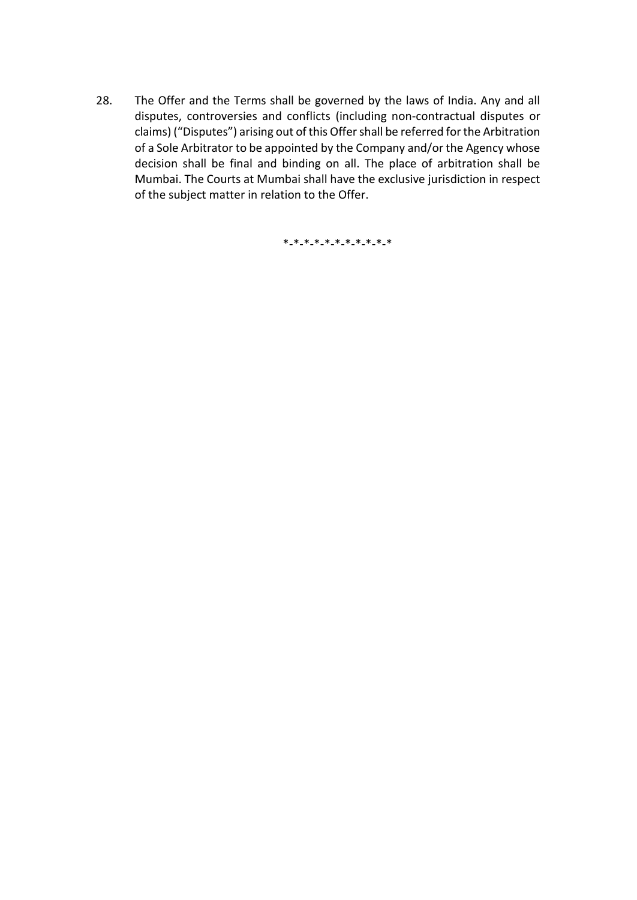28. The Offer and the Terms shall be governed by the laws of India. Any and all disputes, controversies and conflicts (including non-contractual disputes or claims) ("Disputes") arising out of this Offer shall be referred for the Arbitration of a Sole Arbitrator to be appointed by the Company and/or the Agency whose decision shall be final and binding on all. The place of arbitration shall be Mumbai. The Courts at Mumbai shall have the exclusive jurisdiction in respect of the subject matter in relation to the Offer.

*-*-*-*-*-*-*-*-*-*-*